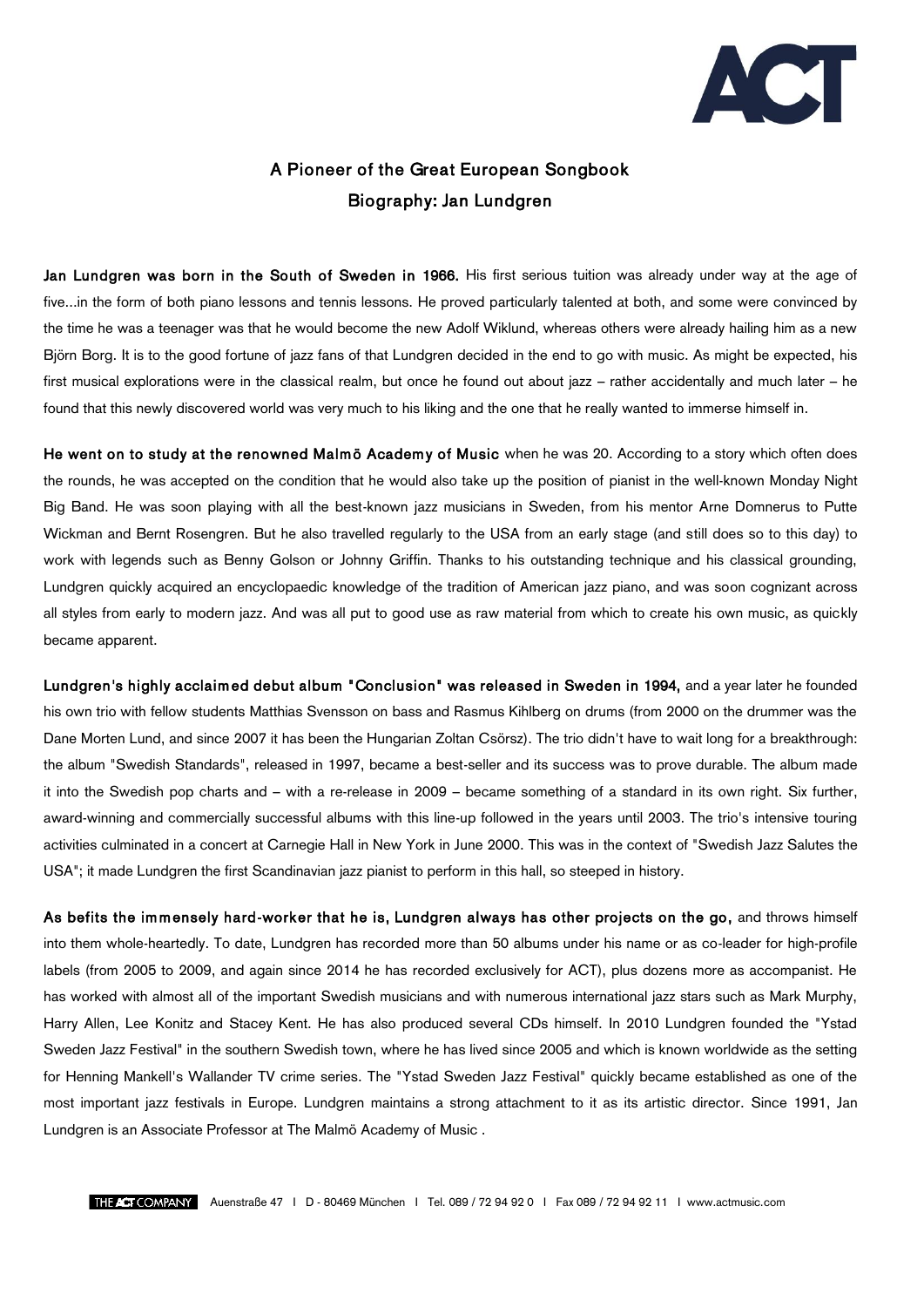# A Pioneer of the Great European Songbook

## Biography: Jan Lundgren

**Jan Lundgren was born in the South of Sweden in 1966.** His first serious tuition was already under way at the age of five...in the form of both piano lessons and tennis lessons. He proved particularly talented at both, and some were convinced by the time he was a teenager was that he would become the new Adolf Wiklund, whereas others were already hailing him as a new Björn Borg. It is to the good fortune of jazz fans of that Lundgren decided in the end to go with music. As might be expected, his first musical explorations were in the classical realm, but once he found out about jazz – rather accidentally and much later – he found that this newly discovered world was very much to his liking and the one that he really wanted to immerse himself in.

**He went on to study at the renowned Malmö Academy of Music** when he was 20. According to a story which often does the rounds, he was accepted on the condition that he would also take up the position of pianist in the well-known Monday Night Big Band. He was soon playing with all the best-known jazz musicians in Sweden, from his mentor Arne Domnerus to Putte Wickman and Bernt Rosengren. But he also travelled regularly to the USA from an early stage (and still does so to this day) to work with legends such as Benny Golson or Johnny Griffin. Thanks to his outstanding technique and his classical grounding, Lundgren quickly acquired an encyclopaedic knowledge of the tradition of American jazz piano, and was soon cognizant across all styles from early to modern jazz. And was all put to good use as raw material from which to create his own music, as quickly became apparent.

**Lundgren's highly acclaimed debut album "Conclusion" was released in Sweden in 1994,** and a year later he founded his own trio with fellow students Matthias Svensson on bass and Rasmus Kihlberg on drums (from 2000 on the drummer was the Dane Morten Lund, and since 2007 it has been the Hungarian Zoltan Csörsz). The trio didn't have to wait long for a breakthrough: the album "Swedish Standards", released in 1997, became a best-seller and its success was to prove durable. The album made it into the Swedish pop charts and – with a re-release in 2009 – became something of a standard in its own right. Six further, award-winning and commercially successful albums with this line-up followed in the years until 2003. The trio's intensive touring activities culminated in a concert at Carnegie Hall in New York in June 2000. This was in the context of "Swedish Jazz Salutes the USA"; it made Lundgren the first Scandinavian jazz pianist to perform in this hall, so steeped in history.

**As befits the immensely hard-worker that he is, Lundgren always has other projects on the go,** and throws himself into them whole-heartedly. To date, Lundgren has recorded more than 50 albums under his name or as co-leader for high-profile labels (from 2005 to 2009, and again since 2014 he has recorded exclusively for ACT), plus dozens more as accompanist. He has worked with almost all of the important Swedish musicians and with numerous international jazz stars such as Mark Murphy, Harry Allen, Lee Konitz and Stacey Kent. He has also produced several CDs himself. In 2010 Lundgren founded the "Ystad Sweden Jazz Festival" in the southern Swedish town, where he has lived since 2005 and which is known worldwide as the setting for Henning Mankell's Wallander TV crime series. The "Ystad Sweden Jazz Festival" quickly became established as one of the most important jazz festivals in Europe. Lundgren maintains a strong attachment to it as its artistic director. Since 1991, Jan Lundgren is an Associate Professor at The Malmö Academy of Music .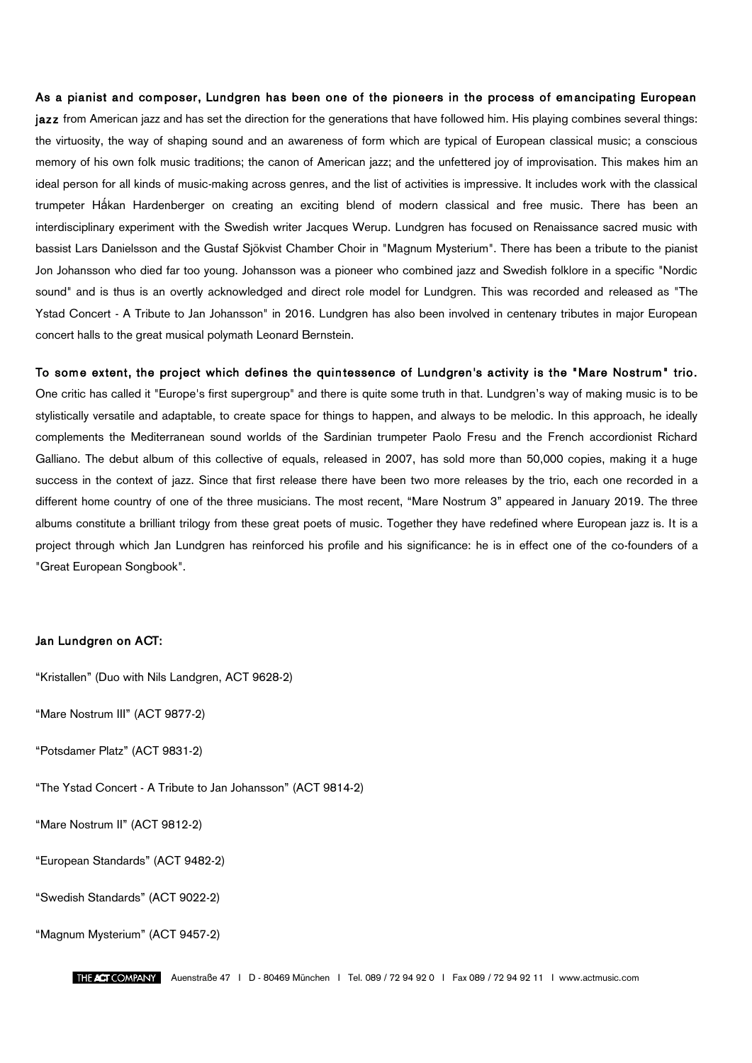**As a pianist and composer, Lundgren has been one of the pioneers in the process of emancipating European jazz** from American jazz and has set the direction for the generations that have followed him. His playing combines several things: the virtuosity, the way of shaping sound and an awareness of form which are typical of European classical music; a conscious memory of his own folk music traditions; the canon of American jazz; and the unfettered joy of improvisation. This makes him an ideal person for all kinds of music-making across genres, and the list of activities is impressive. It includes work with the classical trumpeter Hǻkan Hardenberger on creating an exciting blend of modern classical and free music. There has been an interdisciplinary experiment with the Swedish writer Jacques Werup. Lundgren has focused on Renaissance sacred music with bassist Lars Danielsson and the Gustaf Sjökvist Chamber Choir in "Magnum Mysterium". There has been a tribute to the pianist Jon Johansson who died far too young. Johansson was a pioneer who combined jazz and Swedish folklore in a specific "Nordic sound" and is thus is an overtly acknowledged and direct role model for Lundgren. This was recorded and released as "The Ystad Concert - A Tribute to Jan Johansson" in 2016. Lundgren has also been involved in centenary tributes in major European concert halls to the great musical polymath Leonard Bernstein.

**To some extent, the project which defines the quintessence of Lundgren's activity is the "Mare Nostrum" trio.** One critic has called it "Europe's first supergroup" and there is quite some truth in that. Lundgren's way of making music is to be stylistically versatile and adaptable, to create space for things to happen, and always to be melodic. In this approach, he ideally complements the Mediterranean sound worlds of the Sardinian trumpeter Paolo Fresu and the French accordionist Richard Galliano. The debut album of this collective of equals, released in 2007, has sold more than 50,000 copies, making it a huge success in the context of jazz. Since that first release there have been two more releases by the trio, each one recorded in a different home country of one of the three musicians. The most recent, "Mare Nostrum 3" appeared in January 2019. The three albums constitute a brilliant trilogy from these great poets of music. Together they have redefined where European jazz is. It is a project through which Jan Lundgren has reinforced his profile and his significance: he is in effect one of the co-founders of a "Great European Songbook".

**Jan Lundgren on ACT:**

"Kristallen" (Duo with Nils Landgren, ACT 9628-2)

"Mare Nostrum III" (ACT 9877-2)

"Potsdamer Platz" (ACT 9831-2)

"The Ystad Concert - A Tribute to Jan Johansson" (ACT 9814-2)

"Mare Nostrum II" (ACT 9812-2)

"European Standards" (ACT 9482-2)

"Swedish Standards" (ACT 9022-2)

"Magnum Mysterium" (ACT 9457-2)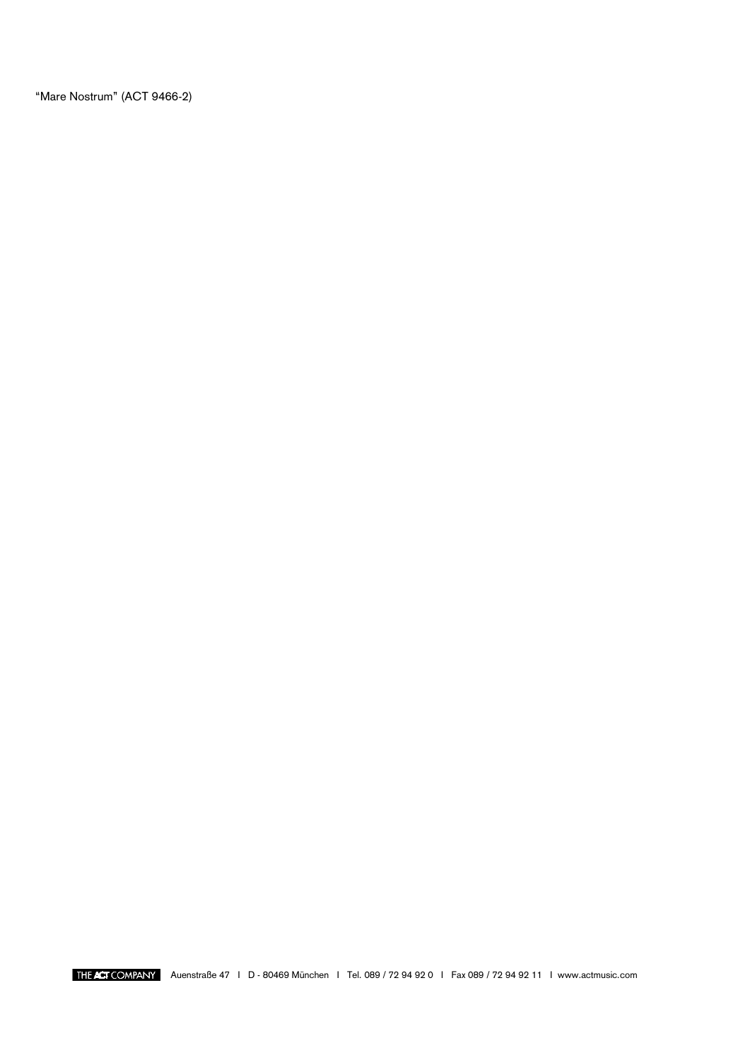“Mare Nostrum” (ACT 9466-2)